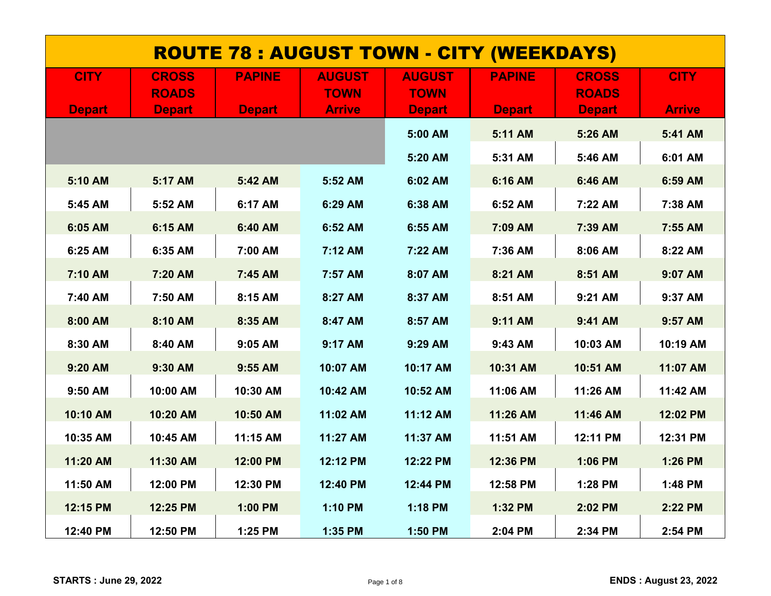# ROUTE 78 : AUGUST TOWN - CITY (WEEKDAYS)

| CITY Depart | CROSS ROADS Depart | PAPINE Depart | AUGUST TOWN Arrive | AUGUST TOWN Depart | PAPINE Depart | CROSS ROADS Depart | CITY Arrive |
|---|---|---|---|---|---|---|---|
| | | | | 5:00 AM | 5:11 AM | 5:26 AM | 5:41 AM |
| | | | | 5:20 AM | 5:31 AM | 5:46 AM | 6:01 AM |
| 5:10 AM | 5:17 AM | 5:42 AM | 5:52 AM | 6:02 AM | 6:16 AM | 6:46 AM | 6:59 AM |
| 5:45 AM | 5:52 AM | 6:17 AM | 6:29 AM | 6:38 AM | 6:52 AM | 7:22 AM | 7:38 AM |
| 6:05 AM | 6:15 AM | 6:40 AM | 6:52 AM | 6:55 AM | 7:09 AM | 7:39 AM | 7:55 AM |
| 6:25 AM | 6:35 AM | 7:00 AM | 7:12 AM | 7:22 AM | 7:36 AM | 8:06 AM | 8:22 AM |
| 7:10 AM | 7:20 AM | 7:45 AM | 7:57 AM | 8:07 AM | 8:21 AM | 8:51 AM | 9:07 AM |
| 7:40 AM | 7:50 AM | 8:15 AM | 8:27 AM | 8:37 AM | 8:51 AM | 9:21 AM | 9:37 AM |
| 8:00 AM | 8:10 AM | 8:35 AM | 8:47 AM | 8:57 AM | 9:11 AM | 9:41 AM | 9:57 AM |
| 8:30 AM | 8:40 AM | 9:05 AM | 9:17 AM | 9:29 AM | 9:43 AM | 10:03 AM | 10:19 AM |
| 9:20 AM | 9:30 AM | 9:55 AM | 10:07 AM | 10:17 AM | 10:31 AM | 10:51 AM | 11:07 AM |
| 9:50 AM | 10:00 AM | 10:30 AM | 10:42 AM | 10:52 AM | 11:06 AM | 11:26 AM | 11:42 AM |
| 10:10 AM | 10:20 AM | 10:50 AM | 11:02 AM | 11:12 AM | 11:26 AM | 11:46 AM | 12:02 PM |
| 10:35 AM | 10:45 AM | 11:15 AM | 11:27 AM | 11:37 AM | 11:51 AM | 12:11 PM | 12:31 PM |
| 11:20 AM | 11:30 AM | 12:00 PM | 12:12 PM | 12:22 PM | 12:36 PM | 1:06 PM | 1:26 PM |
| 11:50 AM | 12:00 PM | 12:30 PM | 12:40 PM | 12:44 PM | 12:58 PM | 1:28 PM | 1:48 PM |
| 12:15 PM | 12:25 PM | 1:00 PM | 1:10 PM | 1:18 PM | 1:32 PM | 2:02 PM | 2:22 PM |
| 12:40 PM | 12:50 PM | 1:25 PM | 1:35 PM | 1:50 PM | 2:04 PM | 2:34 PM | 2:54 PM |

**STARTS : June 29, 2022**

**ENDS : August 23, 2022**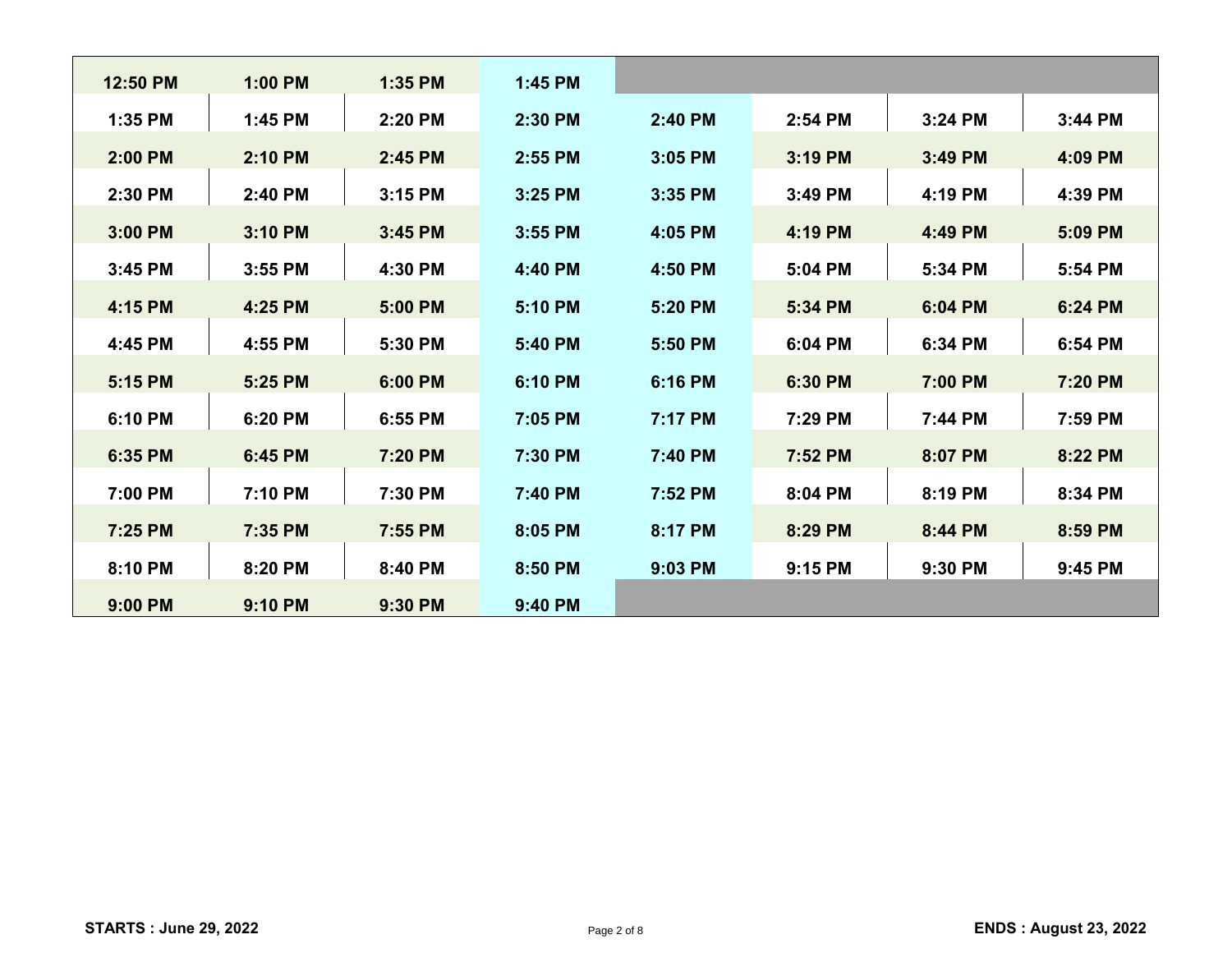| | | | | | | | |
|---|---|---|---|---|---|---|---|
| 12:50 PM | 1:00 PM | 1:35 PM | 1:45 PM | | | | |
| 1:35 PM | 1:45 PM | 2:20 PM | 2:30 PM | 2:40 PM | 2:54 PM | 3:24 PM | 3:44 PM |
| 2:00 PM | 2:10 PM | 2:45 PM | 2:55 PM | 3:05 PM | 3:19 PM | 3:49 PM | 4:09 PM |
| 2:30 PM | 2:40 PM | 3:15 PM | 3:25 PM | 3:35 PM | 3:49 PM | 4:19 PM | 4:39 PM |
| 3:00 PM | 3:10 PM | 3:45 PM | 3:55 PM | 4:05 PM | 4:19 PM | 4:49 PM | 5:09 PM |
| 3:45 PM | 3:55 PM | 4:30 PM | 4:40 PM | 4:50 PM | 5:04 PM | 5:34 PM | 5:54 PM |
| 4:15 PM | 4:25 PM | 5:00 PM | 5:10 PM | 5:20 PM | 5:34 PM | 6:04 PM | 6:24 PM |
| 4:45 PM | 4:55 PM | 5:30 PM | 5:40 PM | 5:50 PM | 6:04 PM | 6:34 PM | 6:54 PM |
| 5:15 PM | 5:25 PM | 6:00 PM | 6:10 PM | 6:16 PM | 6:30 PM | 7:00 PM | 7:20 PM |
| 6:10 PM | 6:20 PM | 6:55 PM | 7:05 PM | 7:17 PM | 7:29 PM | 7:44 PM | 7:59 PM |
| 6:35 PM | 6:45 PM | 7:20 PM | 7:30 PM | 7:40 PM | 7:52 PM | 8:07 PM | 8:22 PM |
| 7:00 PM | 7:10 PM | 7:30 PM | 7:40 PM | 7:52 PM | 8:04 PM | 8:19 PM | 8:34 PM |
| 7:25 PM | 7:35 PM | 7:55 PM | 8:05 PM | 8:17 PM | 8:29 PM | 8:44 PM | 8:59 PM |
| 8:10 PM | 8:20 PM | 8:40 PM | 8:50 PM | 9:03 PM | 9:15 PM | 9:30 PM | 9:45 PM |
| 9:00 PM | 9:10 PM | 9:30 PM | 9:40 PM | | | | |

**STARTS : June 29, 2022** **ENDS : August 23, 2022**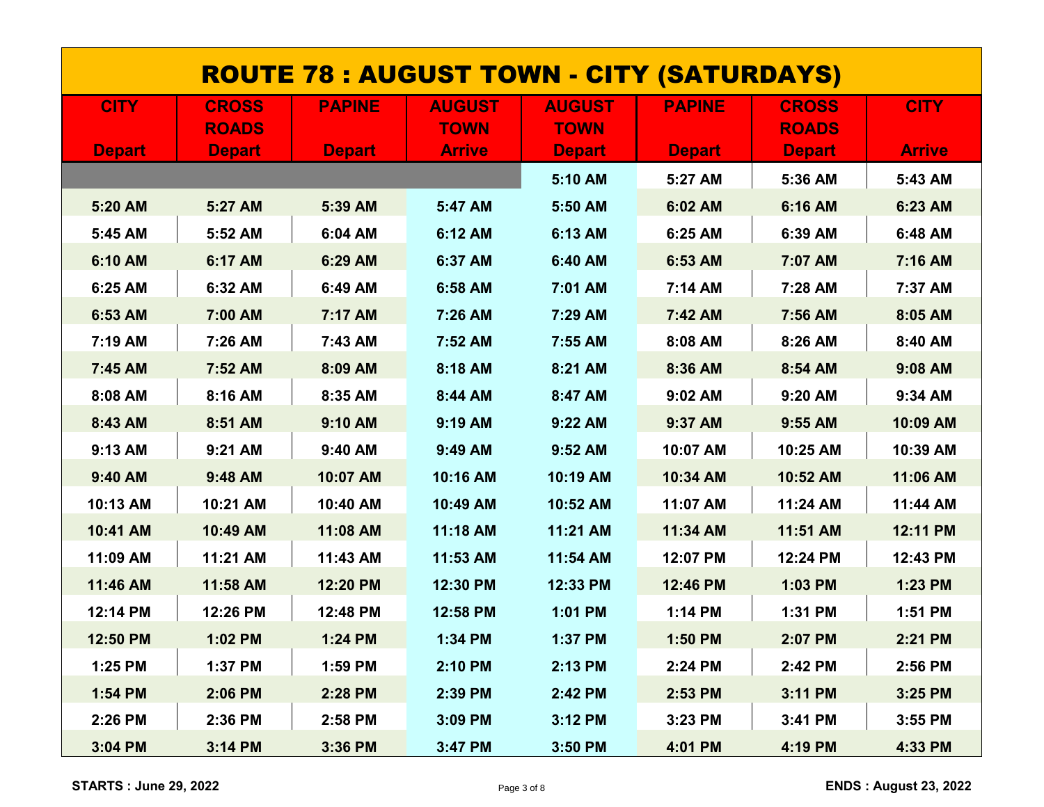# ROUTE 78 : AUGUST TOWN - CITY (SATURDAYS)

| CITY Depart | CROSS ROADS Depart | PAPINE Depart | AUGUST TOWN Arrive | AUGUST TOWN Depart | PAPINE Depart | CROSS ROADS Depart | CITY Arrive |
|---|---|---|---|---|---|---|---|
| | | | | 5:10 AM | 5:27 AM | 5:36 AM | 5:43 AM |
| 5:20 AM | 5:27 AM | 5:39 AM | 5:47 AM | 5:50 AM | 6:02 AM | 6:16 AM | 6:23 AM |
| 5:45 AM | 5:52 AM | 6:04 AM | 6:12 AM | 6:13 AM | 6:25 AM | 6:39 AM | 6:48 AM |
| 6:10 AM | 6:17 AM | 6:29 AM | 6:37 AM | 6:40 AM | 6:53 AM | 7:07 AM | 7:16 AM |
| 6:25 AM | 6:32 AM | 6:49 AM | 6:58 AM | 7:01 AM | 7:14 AM | 7:28 AM | 7:37 AM |
| 6:53 AM | 7:00 AM | 7:17 AM | 7:26 AM | 7:29 AM | 7:42 AM | 7:56 AM | 8:05 AM |
| 7:19 AM | 7:26 AM | 7:43 AM | 7:52 AM | 7:55 AM | 8:08 AM | 8:26 AM | 8:40 AM |
| 7:45 AM | 7:52 AM | 8:09 AM | 8:18 AM | 8:21 AM | 8:36 AM | 8:54 AM | 9:08 AM |
| 8:08 AM | 8:16 AM | 8:35 AM | 8:44 AM | 8:47 AM | 9:02 AM | 9:20 AM | 9:34 AM |
| 8:43 AM | 8:51 AM | 9:10 AM | 9:19 AM | 9:22 AM | 9:37 AM | 9:55 AM | 10:09 AM |
| 9:13 AM | 9:21 AM | 9:40 AM | 9:49 AM | 9:52 AM | 10:07 AM | 10:25 AM | 10:39 AM |
| 9:40 AM | 9:48 AM | 10:07 AM | 10:16 AM | 10:19 AM | 10:34 AM | 10:52 AM | 11:06 AM |
| 10:13 AM | 10:21 AM | 10:40 AM | 10:49 AM | 10:52 AM | 11:07 AM | 11:24 AM | 11:44 AM |
| 10:41 AM | 10:49 AM | 11:08 AM | 11:18 AM | 11:21 AM | 11:34 AM | 11:51 AM | 12:11 PM |
| 11:09 AM | 11:21 AM | 11:43 AM | 11:53 AM | 11:54 AM | 12:07 PM | 12:24 PM | 12:43 PM |
| 11:46 AM | 11:58 AM | 12:20 PM | 12:30 PM | 12:33 PM | 12:46 PM | 1:03 PM | 1:23 PM |
| 12:14 PM | 12:26 PM | 12:48 PM | 12:58 PM | 1:01 PM | 1:14 PM | 1:31 PM | 1:51 PM |
| 12:50 PM | 1:02 PM | 1:24 PM | 1:34 PM | 1:37 PM | 1:50 PM | 2:07 PM | 2:21 PM |
| 1:25 PM | 1:37 PM | 1:59 PM | 2:10 PM | 2:13 PM | 2:24 PM | 2:42 PM | 2:56 PM |
| 1:54 PM | 2:06 PM | 2:28 PM | 2:39 PM | 2:42 PM | 2:53 PM | 3:11 PM | 3:25 PM |
| 2:26 PM | 2:36 PM | 2:58 PM | 3:09 PM | 3:12 PM | 3:23 PM | 3:41 PM | 3:55 PM |
| 3:04 PM | 3:14 PM | 3:36 PM | 3:47 PM | 3:50 PM | 4:01 PM | 4:19 PM | 4:33 PM |

**STARTS : June 29, 2022** **ENDS : August 23, 2022**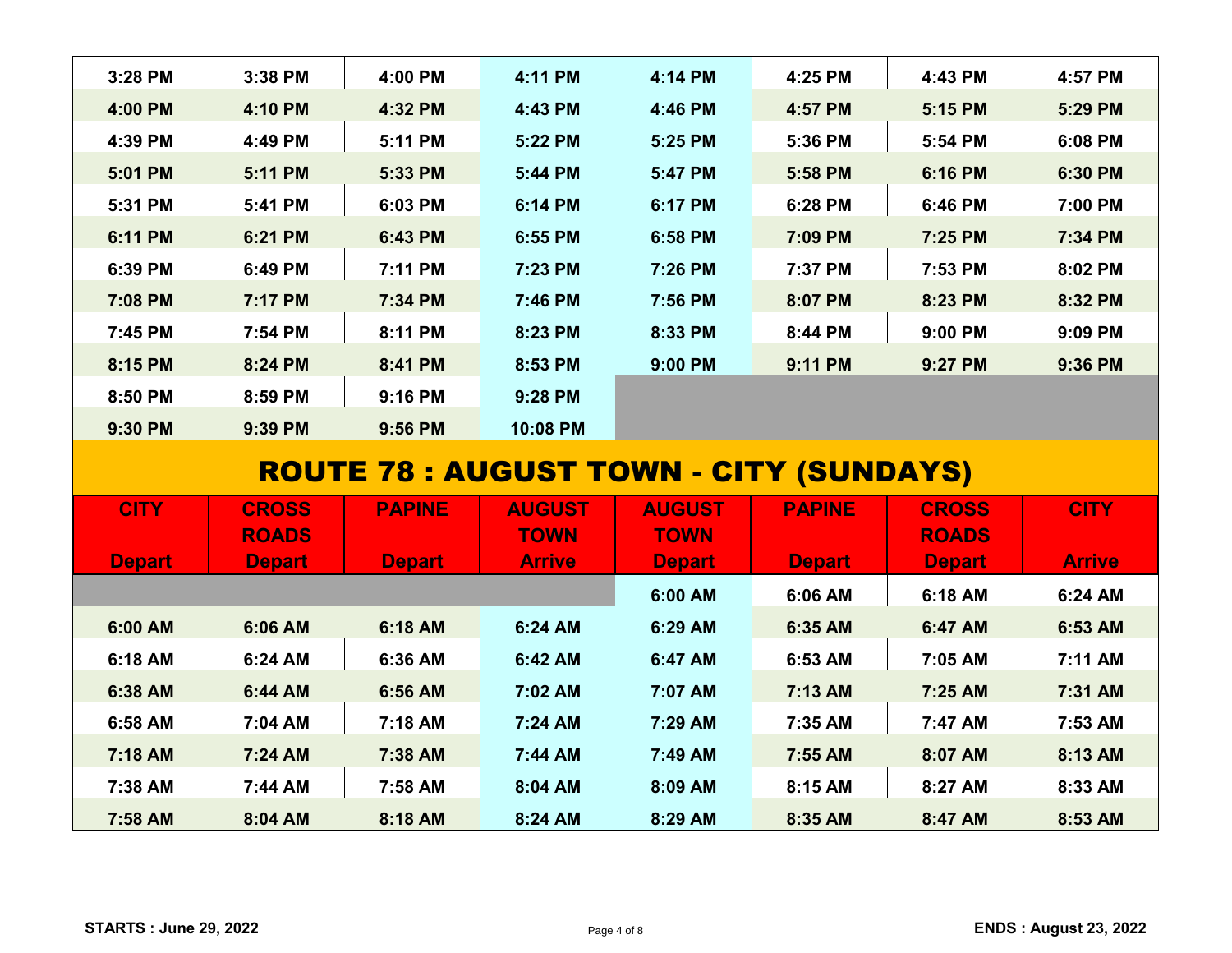| | | | | | | | |
|---|---|---|---|---|---|---|---|
| **3:28 PM** | **3:38 PM** | **4:00 PM** | **4:11 PM** | **4:14 PM** | **4:25 PM** | **4:43 PM** | **4:57 PM** |
| **4:00 PM** | **4:10 PM** | **4:32 PM** | **4:43 PM** | **4:46 PM** | **4:57 PM** | **5:15 PM** | **5:29 PM** |
| **4:39 PM** | **4:49 PM** | **5:11 PM** | **5:22 PM** | **5:25 PM** | **5:36 PM** | **5:54 PM** | **6:08 PM** |
| **5:01 PM** | **5:11 PM** | **5:33 PM** | **5:44 PM** | **5:47 PM** | **5:58 PM** | **6:16 PM** | **6:30 PM** |
| **5:31 PM** | **5:41 PM** | **6:03 PM** | **6:14 PM** | **6:17 PM** | **6:28 PM** | **6:46 PM** | **7:00 PM** |
| **6:11 PM** | **6:21 PM** | **6:43 PM** | **6:55 PM** | **6:58 PM** | **7:09 PM** | **7:25 PM** | **7:34 PM** |
| **6:39 PM** | **6:49 PM** | **7:11 PM** | **7:23 PM** | **7:26 PM** | **7:37 PM** | **7:53 PM** | **8:02 PM** |
| **7:08 PM** | **7:17 PM** | **7:34 PM** | **7:46 PM** | **7:56 PM** | **8:07 PM** | **8:23 PM** | **8:32 PM** |
| **7:45 PM** | **7:54 PM** | **8:11 PM** | **8:23 PM** | **8:33 PM** | **8:44 PM** | **9:00 PM** | **9:09 PM** |
| **8:15 PM** | **8:24 PM** | **8:41 PM** | **8:53 PM** | **9:00 PM** | **9:11 PM** | **9:27 PM** | **9:36 PM** |
| **8:50 PM** | **8:59 PM** | **9:16 PM** | **9:28 PM** | | | | |
| **9:30 PM** | **9:39 PM** | **9:56 PM** | **10:08 PM** | | | | |

# ROUTE 78 : AUGUST TOWN - CITY (SUNDAYS)

| CITY Depart | CROSS ROADS Depart | PAPINE Depart | AUGUST TOWN Arrive | AUGUST TOWN Depart | PAPINE Depart | CROSS ROADS Depart | CITY Arrive |
|---|---|---|---|---|---|---|---|
| | | | | **6:00 AM** | **6:06 AM** | **6:18 AM** | **6:24 AM** |
| **6:00 AM** | **6:06 AM** | **6:18 AM** | **6:24 AM** | **6:29 AM** | **6:35 AM** | **6:47 AM** | **6:53 AM** |
| **6:18 AM** | **6:24 AM** | **6:36 AM** | **6:42 AM** | **6:47 AM** | **6:53 AM** | **7:05 AM** | **7:11 AM** |
| **6:38 AM** | **6:44 AM** | **6:56 AM** | **7:02 AM** | **7:07 AM** | **7:13 AM** | **7:25 AM** | **7:31 AM** |
| **6:58 AM** | **7:04 AM** | **7:18 AM** | **7:24 AM** | **7:29 AM** | **7:35 AM** | **7:47 AM** | **7:53 AM** |
| **7:18 AM** | **7:24 AM** | **7:38 AM** | **7:44 AM** | **7:49 AM** | **7:55 AM** | **8:07 AM** | **8:13 AM** |
| **7:38 AM** | **7:44 AM** | **7:58 AM** | **8:04 AM** | **8:09 AM** | **8:15 AM** | **8:27 AM** | **8:33 AM** |
| **7:58 AM** | **8:04 AM** | **8:18 AM** | **8:24 AM** | **8:29 AM** | **8:35 AM** | **8:47 AM** | **8:53 AM** |

**STARTS : June 29, 2022** **ENDS : August 23, 2022**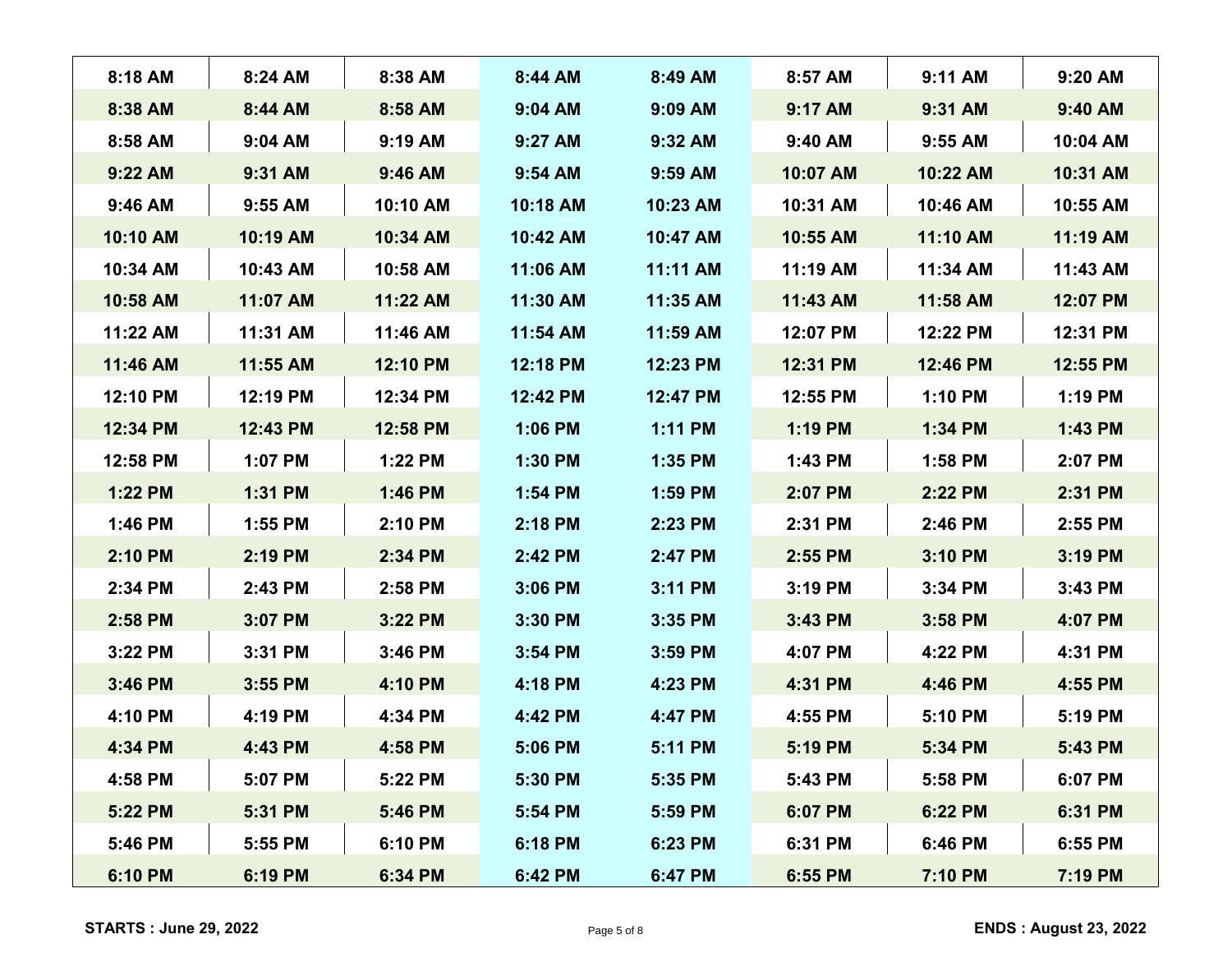| | | | | | | | |
|---|---|---|---|---|---|---|---|
| 8:18 AM | 8:24 AM | 8:38 AM | 8:44 AM | 8:49 AM | 8:57 AM | 9:11 AM | 9:20 AM |
| 8:38 AM | 8:44 AM | 8:58 AM | 9:04 AM | 9:09 AM | 9:17 AM | 9:31 AM | 9:40 AM |
| 8:58 AM | 9:04 AM | 9:19 AM | 9:27 AM | 9:32 AM | 9:40 AM | 9:55 AM | 10:04 AM |
| 9:22 AM | 9:31 AM | 9:46 AM | 9:54 AM | 9:59 AM | 10:07 AM | 10:22 AM | 10:31 AM |
| 9:46 AM | 9:55 AM | 10:10 AM | 10:18 AM | 10:23 AM | 10:31 AM | 10:46 AM | 10:55 AM |
| 10:10 AM | 10:19 AM | 10:34 AM | 10:42 AM | 10:47 AM | 10:55 AM | 11:10 AM | 11:19 AM |
| 10:34 AM | 10:43 AM | 10:58 AM | 11:06 AM | 11:11 AM | 11:19 AM | 11:34 AM | 11:43 AM |
| 10:58 AM | 11:07 AM | 11:22 AM | 11:30 AM | 11:35 AM | 11:43 AM | 11:58 AM | 12:07 PM |
| 11:22 AM | 11:31 AM | 11:46 AM | 11:54 AM | 11:59 AM | 12:07 PM | 12:22 PM | 12:31 PM |
| 11:46 AM | 11:55 AM | 12:10 PM | 12:18 PM | 12:23 PM | 12:31 PM | 12:46 PM | 12:55 PM |
| 12:10 PM | 12:19 PM | 12:34 PM | 12:42 PM | 12:47 PM | 12:55 PM | 1:10 PM | 1:19 PM |
| 12:34 PM | 12:43 PM | 12:58 PM | 1:06 PM | 1:11 PM | 1:19 PM | 1:34 PM | 1:43 PM |
| 12:58 PM | 1:07 PM | 1:22 PM | 1:30 PM | 1:35 PM | 1:43 PM | 1:58 PM | 2:07 PM |
| 1:22 PM | 1:31 PM | 1:46 PM | 1:54 PM | 1:59 PM | 2:07 PM | 2:22 PM | 2:31 PM |
| 1:46 PM | 1:55 PM | 2:10 PM | 2:18 PM | 2:23 PM | 2:31 PM | 2:46 PM | 2:55 PM |
| 2:10 PM | 2:19 PM | 2:34 PM | 2:42 PM | 2:47 PM | 2:55 PM | 3:10 PM | 3:19 PM |
| 2:34 PM | 2:43 PM | 2:58 PM | 3:06 PM | 3:11 PM | 3:19 PM | 3:34 PM | 3:43 PM |
| 2:58 PM | 3:07 PM | 3:22 PM | 3:30 PM | 3:35 PM | 3:43 PM | 3:58 PM | 4:07 PM |
| 3:22 PM | 3:31 PM | 3:46 PM | 3:54 PM | 3:59 PM | 4:07 PM | 4:22 PM | 4:31 PM |
| 3:46 PM | 3:55 PM | 4:10 PM | 4:18 PM | 4:23 PM | 4:31 PM | 4:46 PM | 4:55 PM |
| 4:10 PM | 4:19 PM | 4:34 PM | 4:42 PM | 4:47 PM | 4:55 PM | 5:10 PM | 5:19 PM |
| 4:34 PM | 4:43 PM | 4:58 PM | 5:06 PM | 5:11 PM | 5:19 PM | 5:34 PM | 5:43 PM |
| 4:58 PM | 5:07 PM | 5:22 PM | 5:30 PM | 5:35 PM | 5:43 PM | 5:58 PM | 6:07 PM |
| 5:22 PM | 5:31 PM | 5:46 PM | 5:54 PM | 5:59 PM | 6:07 PM | 6:22 PM | 6:31 PM |
| 5:46 PM | 5:55 PM | 6:10 PM | 6:18 PM | 6:23 PM | 6:31 PM | 6:46 PM | 6:55 PM |
| 6:10 PM | 6:19 PM | 6:34 PM | 6:42 PM | 6:47 PM | 6:55 PM | 7:10 PM | 7:19 PM |

**STARTS : June 29, 2022** **ENDS : August 23, 2022**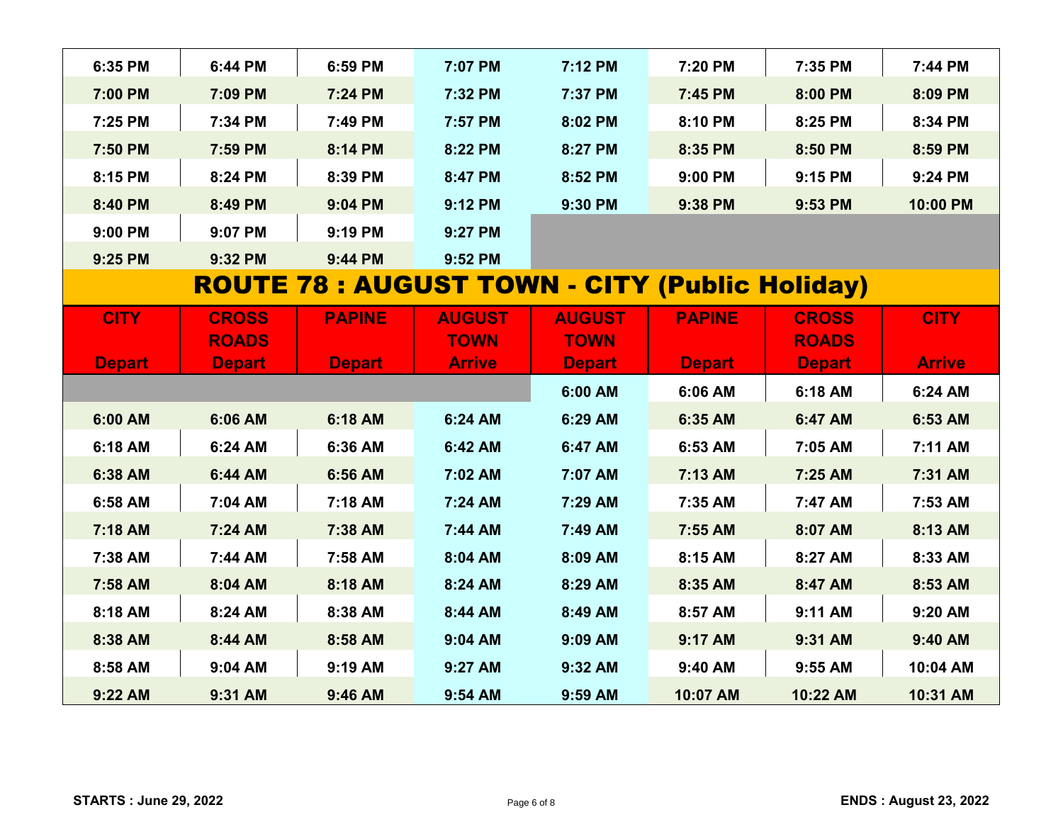| | | | | | | | |
|---|---|---|---|---|---|---|---|
| 6:35 PM | 6:44 PM | 6:59 PM | 7:07 PM | 7:12 PM | 7:20 PM | 7:35 PM | 7:44 PM |
| 7:00 PM | 7:09 PM | 7:24 PM | 7:32 PM | 7:37 PM | 7:45 PM | 8:00 PM | 8:09 PM |
| 7:25 PM | 7:34 PM | 7:49 PM | 7:57 PM | 8:02 PM | 8:10 PM | 8:25 PM | 8:34 PM |
| 7:50 PM | 7:59 PM | 8:14 PM | 8:22 PM | 8:27 PM | 8:35 PM | 8:50 PM | 8:59 PM |
| 8:15 PM | 8:24 PM | 8:39 PM | 8:47 PM | 8:52 PM | 9:00 PM | 9:15 PM | 9:24 PM |
| 8:40 PM | 8:49 PM | 9:04 PM | 9:12 PM | 9:30 PM | 9:38 PM | 9:53 PM | 10:00 PM |
| 9:00 PM | 9:07 PM | 9:19 PM | 9:27 PM | | | | |
| 9:25 PM | 9:32 PM | 9:44 PM | 9:52 PM | | | | |

## ROUTE 78 : AUGUST TOWN - CITY (Public Holiday)

| CITY Depart | CROSS ROADS Depart | PAPINE Depart | AUGUST TOWN Arrive | AUGUST TOWN Depart | PAPINE Depart | CROSS ROADS Depart | CITY Arrive |
|---|---|---|---|---|---|---|---|
| | | | | 6:00 AM | 6:06 AM | 6:18 AM | 6:24 AM |
| 6:00 AM | 6:06 AM | 6:18 AM | 6:24 AM | 6:29 AM | 6:35 AM | 6:47 AM | 6:53 AM |
| 6:18 AM | 6:24 AM | 6:36 AM | 6:42 AM | 6:47 AM | 6:53 AM | 7:05 AM | 7:11 AM |
| 6:38 AM | 6:44 AM | 6:56 AM | 7:02 AM | 7:07 AM | 7:13 AM | 7:25 AM | 7:31 AM |
| 6:58 AM | 7:04 AM | 7:18 AM | 7:24 AM | 7:29 AM | 7:35 AM | 7:47 AM | 7:53 AM |
| 7:18 AM | 7:24 AM | 7:38 AM | 7:44 AM | 7:49 AM | 7:55 AM | 8:07 AM | 8:13 AM |
| 7:38 AM | 7:44 AM | 7:58 AM | 8:04 AM | 8:09 AM | 8:15 AM | 8:27 AM | 8:33 AM |
| 7:58 AM | 8:04 AM | 8:18 AM | 8:24 AM | 8:29 AM | 8:35 AM | 8:47 AM | 8:53 AM |
| 8:18 AM | 8:24 AM | 8:38 AM | 8:44 AM | 8:49 AM | 8:57 AM | 9:11 AM | 9:20 AM |
| 8:38 AM | 8:44 AM | 8:58 AM | 9:04 AM | 9:09 AM | 9:17 AM | 9:31 AM | 9:40 AM |
| 8:58 AM | 9:04 AM | 9:19 AM | 9:27 AM | 9:32 AM | 9:40 AM | 9:55 AM | 10:04 AM |
| 9:22 AM | 9:31 AM | 9:46 AM | 9:54 AM | 9:59 AM | 10:07 AM | 10:22 AM | 10:31 AM |

**STARTS : June 29, 2022** **ENDS : August 23, 2022**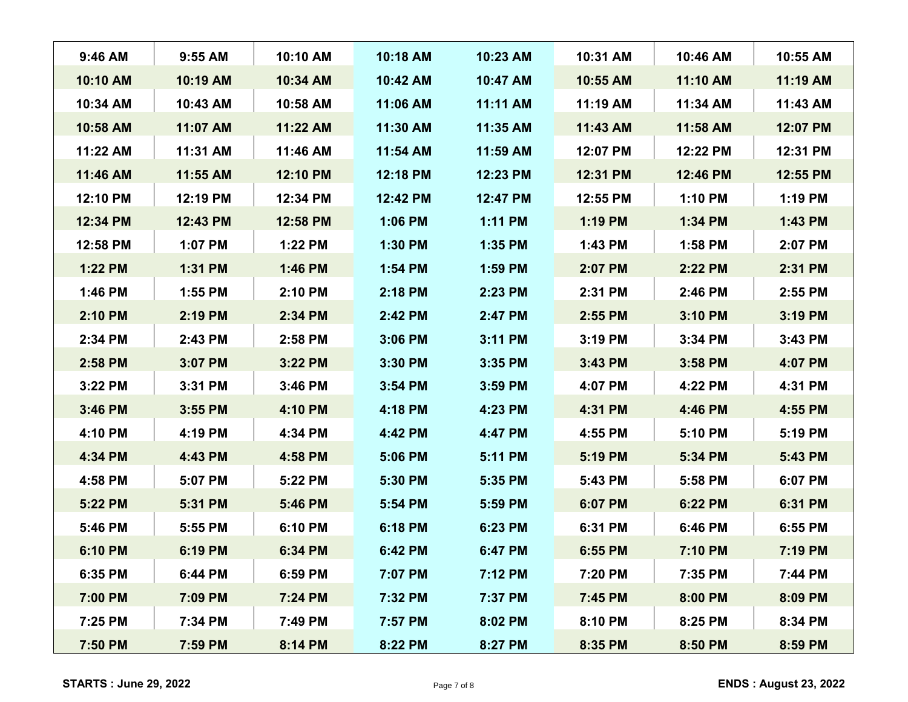| | | | | | | | |
|---|---|---|---|---|---|---|---|
| 9:46 AM | 9:55 AM | 10:10 AM | 10:18 AM | 10:23 AM | 10:31 AM | 10:46 AM | 10:55 AM |
| 10:10 AM | 10:19 AM | 10:34 AM | 10:42 AM | 10:47 AM | 10:55 AM | 11:10 AM | 11:19 AM |
| 10:34 AM | 10:43 AM | 10:58 AM | 11:06 AM | 11:11 AM | 11:19 AM | 11:34 AM | 11:43 AM |
| 10:58 AM | 11:07 AM | 11:22 AM | 11:30 AM | 11:35 AM | 11:43 AM | 11:58 AM | 12:07 PM |
| 11:22 AM | 11:31 AM | 11:46 AM | 11:54 AM | 11:59 AM | 12:07 PM | 12:22 PM | 12:31 PM |
| 11:46 AM | 11:55 AM | 12:10 PM | 12:18 PM | 12:23 PM | 12:31 PM | 12:46 PM | 12:55 PM |
| 12:10 PM | 12:19 PM | 12:34 PM | 12:42 PM | 12:47 PM | 12:55 PM | 1:10 PM | 1:19 PM |
| 12:34 PM | 12:43 PM | 12:58 PM | 1:06 PM | 1:11 PM | 1:19 PM | 1:34 PM | 1:43 PM |
| 12:58 PM | 1:07 PM | 1:22 PM | 1:30 PM | 1:35 PM | 1:43 PM | 1:58 PM | 2:07 PM |
| 1:22 PM | 1:31 PM | 1:46 PM | 1:54 PM | 1:59 PM | 2:07 PM | 2:22 PM | 2:31 PM |
| 1:46 PM | 1:55 PM | 2:10 PM | 2:18 PM | 2:23 PM | 2:31 PM | 2:46 PM | 2:55 PM |
| 2:10 PM | 2:19 PM | 2:34 PM | 2:42 PM | 2:47 PM | 2:55 PM | 3:10 PM | 3:19 PM |
| 2:34 PM | 2:43 PM | 2:58 PM | 3:06 PM | 3:11 PM | 3:19 PM | 3:34 PM | 3:43 PM |
| 2:58 PM | 3:07 PM | 3:22 PM | 3:30 PM | 3:35 PM | 3:43 PM | 3:58 PM | 4:07 PM |
| 3:22 PM | 3:31 PM | 3:46 PM | 3:54 PM | 3:59 PM | 4:07 PM | 4:22 PM | 4:31 PM |
| 3:46 PM | 3:55 PM | 4:10 PM | 4:18 PM | 4:23 PM | 4:31 PM | 4:46 PM | 4:55 PM |
| 4:10 PM | 4:19 PM | 4:34 PM | 4:42 PM | 4:47 PM | 4:55 PM | 5:10 PM | 5:19 PM |
| 4:34 PM | 4:43 PM | 4:58 PM | 5:06 PM | 5:11 PM | 5:19 PM | 5:34 PM | 5:43 PM |
| 4:58 PM | 5:07 PM | 5:22 PM | 5:30 PM | 5:35 PM | 5:43 PM | 5:58 PM | 6:07 PM |
| 5:22 PM | 5:31 PM | 5:46 PM | 5:54 PM | 5:59 PM | 6:07 PM | 6:22 PM | 6:31 PM |
| 5:46 PM | 5:55 PM | 6:10 PM | 6:18 PM | 6:23 PM | 6:31 PM | 6:46 PM | 6:55 PM |
| 6:10 PM | 6:19 PM | 6:34 PM | 6:42 PM | 6:47 PM | 6:55 PM | 7:10 PM | 7:19 PM |
| 6:35 PM | 6:44 PM | 6:59 PM | 7:07 PM | 7:12 PM | 7:20 PM | 7:35 PM | 7:44 PM |
| 7:00 PM | 7:09 PM | 7:24 PM | 7:32 PM | 7:37 PM | 7:45 PM | 8:00 PM | 8:09 PM |
| 7:25 PM | 7:34 PM | 7:49 PM | 7:57 PM | 8:02 PM | 8:10 PM | 8:25 PM | 8:34 PM |
| 7:50 PM | 7:59 PM | 8:14 PM | 8:22 PM | 8:27 PM | 8:35 PM | 8:50 PM | 8:59 PM |

**STARTS : June 29, 2022** **ENDS : August 23, 2022**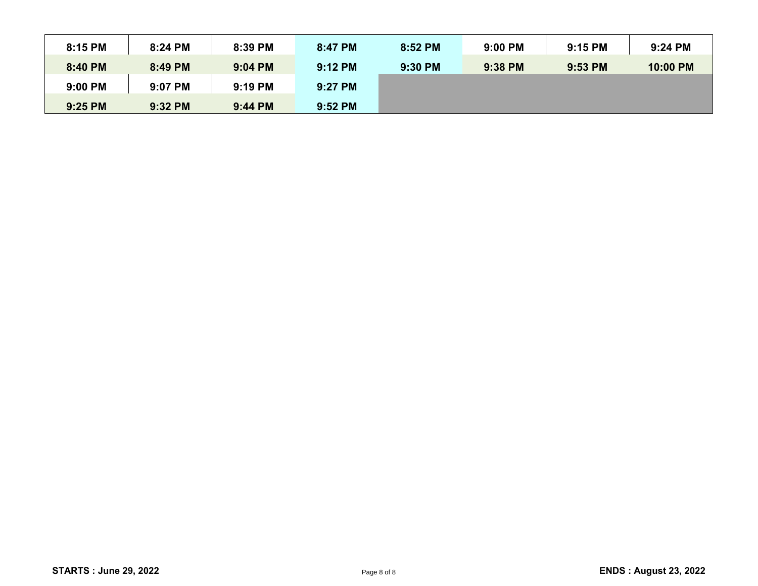| | | | | | | | |
|---|---|---|---|---|---|---|---|
| 8:15 PM | 8:24 PM | 8:39 PM | 8:47 PM | 8:52 PM | 9:00 PM | 9:15 PM | 9:24 PM |
| 8:40 PM | 8:49 PM | 9:04 PM | 9:12 PM | 9:30 PM | 9:38 PM | 9:53 PM | 10:00 PM |
| 9:00 PM | 9:07 PM | 9:19 PM | 9:27 PM | | | | |
| 9:25 PM | 9:32 PM | 9:44 PM | 9:52 PM | | | | |